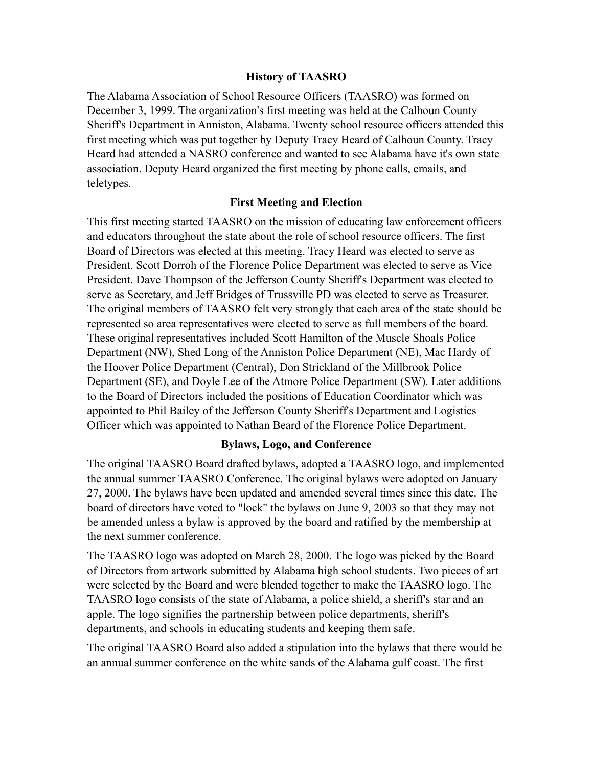## History of TAASRO

The Alabama Association of School Resource Officers (TAASRO) was formed on December 3, 1999. The organization's first meeting was held at the Calhoun County Sheriff's Department in Anniston, Alabama. Twenty school resource officers attended this first meeting which was put together by Deputy Tracy Heard of Calhoun County. Tracy Heard had attended a NASRO conference and wanted to see Alabama have it's own state association. Deputy Heard organized the first meeting by phone calls, emails, and teletypes.

## First Meeting and Election

This first meeting started TAASRO on the mission of educating law enforcement officers and educators throughout the state about the role of school resource officers. The first Board of Directors was elected at this meeting. Tracy Heard was elected to serve as President. Scott Dorroh of the Florence Police Department was elected to serve as Vice President. Dave Thompson of the Jefferson County Sheriff's Department was elected to serve as Secretary, and Jeff Bridges of Trussville PD was elected to serve as Treasurer. The original members of TAASRO felt very strongly that each area of the state should be represented so area representatives were elected to serve as full members of the board. These original representatives included Scott Hamilton of the Muscle Shoals Police Department (NW), Shed Long of the Anniston Police Department (NE), Mac Hardy of the Hoover Police Department (Central), Don Strickland of the Millbrook Police Department (SE), and Doyle Lee of the Atmore Police Department (SW). Later additions to the Board of Directors included the positions of Education Coordinator which was appointed to Phil Bailey of the Jefferson County Sheriff's Department and Logistics Officer which was appointed to Nathan Beard of the Florence Police Department.

## Bylaws, Logo, and Conference

The original TAASRO Board drafted bylaws, adopted a TAASRO logo, and implemented the annual summer TAASRO Conference. The original bylaws were adopted on January 27, 2000. The bylaws have been updated and amended several times since this date. The board of directors have voted to "lock" the bylaws on June 9, 2003 so that they may not be amended unless a bylaw is approved by the board and ratified by the membership at the next summer conference.

The TAASRO logo was adopted on March 28, 2000. The logo was picked by the Board of Directors from artwork submitted by Alabama high school students. Two pieces of art were selected by the Board and were blended together to make the TAASRO logo. The TAASRO logo consists of the state of Alabama, a police shield, a sheriff's star and an apple. The logo signifies the partnership between police departments, sheriff's departments, and schools in educating students and keeping them safe.

The original TAASRO Board also added a stipulation into the bylaws that there would be an annual summer conference on the white sands of the Alabama gulf coast. The first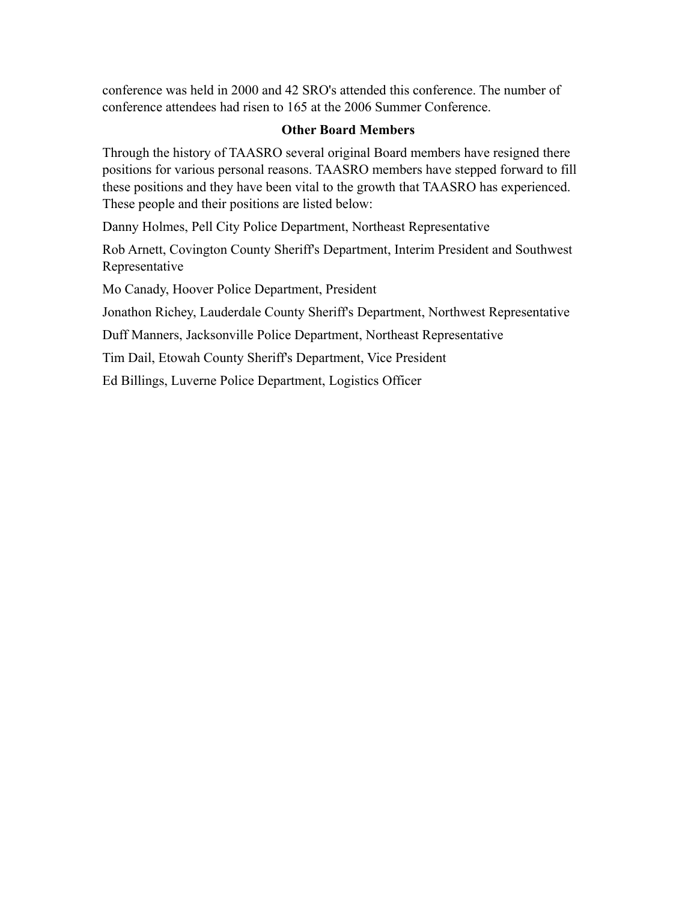conference was held in 2000 and 42 SRO's attended this conference. The number of conference attendees had risen to 165 at the 2006 Summer Conference.

## Other Board Members

Through the history of TAASRO several original Board members have resigned there positions for various personal reasons. TAASRO members have stepped forward to fill these positions and they have been vital to the growth that TAASRO has experienced. These people and their positions are listed below:

Danny Holmes, Pell City Police Department, Northeast Representative

Rob Arnett, Covington County Sheriff's Department, Interim President and Southwest Representative

Mo Canady, Hoover Police Department, President

Jonathon Richey, Lauderdale County Sheriff's Department, Northwest Representative

Duff Manners, Jacksonville Police Department, Northeast Representative

Tim Dail, Etowah County Sheriff's Department, Vice President

Ed Billings, Luverne Police Department, Logistics Officer